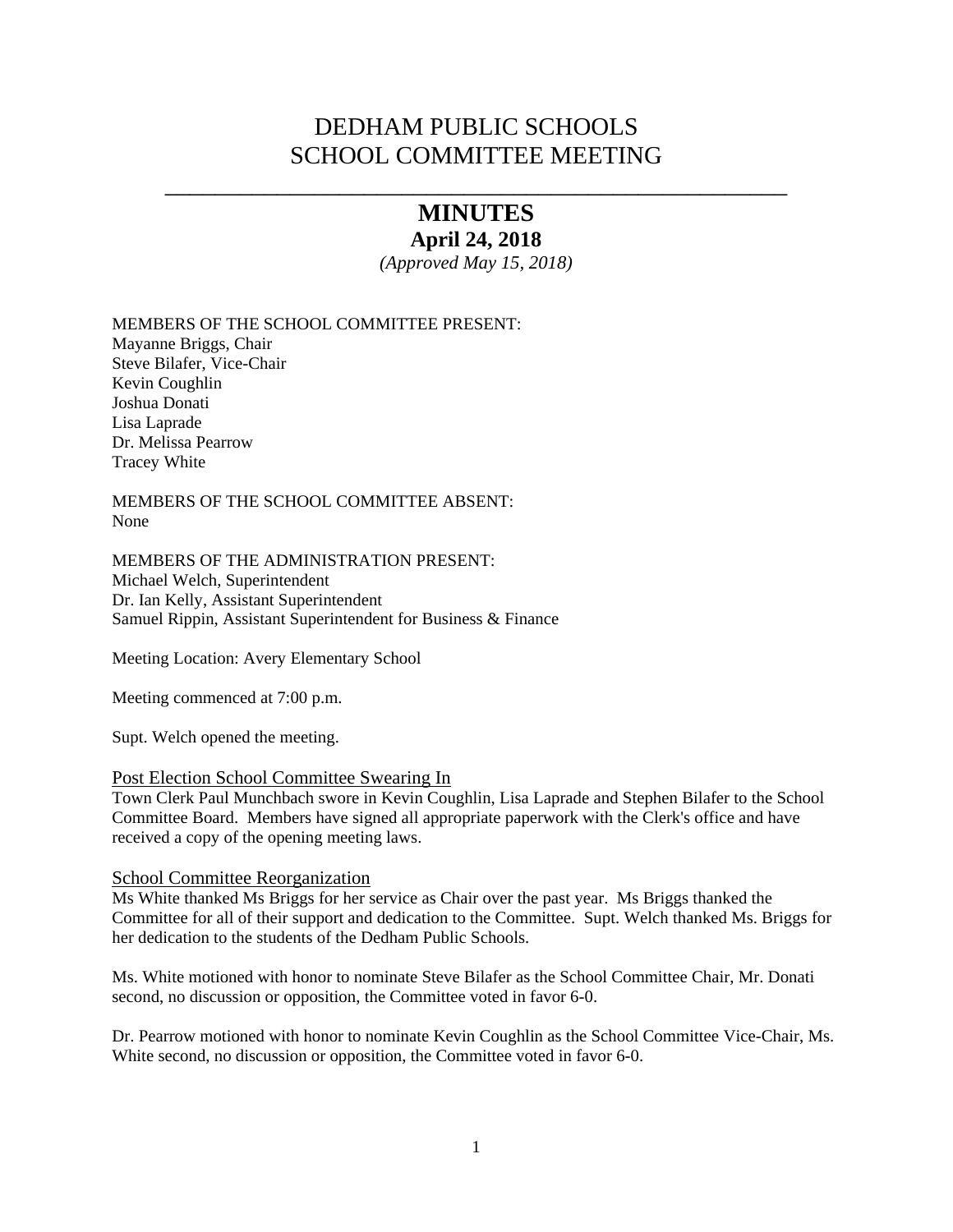# DEDHAM PUBLIC SCHOOLS
# SCHOOL COMMITTEE MEETING

---

## MINUTES

### April 24, 2018

*(Approved May 15, 2018)*

MEMBERS OF THE SCHOOL COMMITTEE PRESENT:
Mayanne Briggs, Chair
Steve Bilafer, Vice-Chair
Kevin Coughlin
Joshua Donati
Lisa Laprade
Dr. Melissa Pearrow
Tracey White

MEMBERS OF THE SCHOOL COMMITTEE ABSENT:
None

MEMBERS OF THE ADMINISTRATION PRESENT:
Michael Welch, Superintendent
Dr. Ian Kelly, Assistant Superintendent
Samuel Rippin, Assistant Superintendent for Business & Finance

Meeting Location: Avery Elementary School

Meeting commenced at 7:00 p.m.

Supt. Welch opened the meeting.

<u>Post Election School Committee Swearing In</u>
Town Clerk Paul Munchbach swore in Kevin Coughlin, Lisa Laprade and Stephen Bilafer to the School Committee Board. Members have signed all appropriate paperwork with the Clerk's office and have received a copy of the opening meeting laws.

<u>School Committee Reorganization</u>
Ms White thanked Ms Briggs for her service as Chair over the past year. Ms Briggs thanked the Committee for all of their support and dedication to the Committee. Supt. Welch thanked Ms. Briggs for her dedication to the students of the Dedham Public Schools.

Ms. White motioned with honor to nominate Steve Bilafer as the School Committee Chair, Mr. Donati second, no discussion or opposition, the Committee voted in favor 6-0.

Dr. Pearrow motioned with honor to nominate Kevin Coughlin as the School Committee Vice-Chair, Ms. White second, no discussion or opposition, the Committee voted in favor 6-0.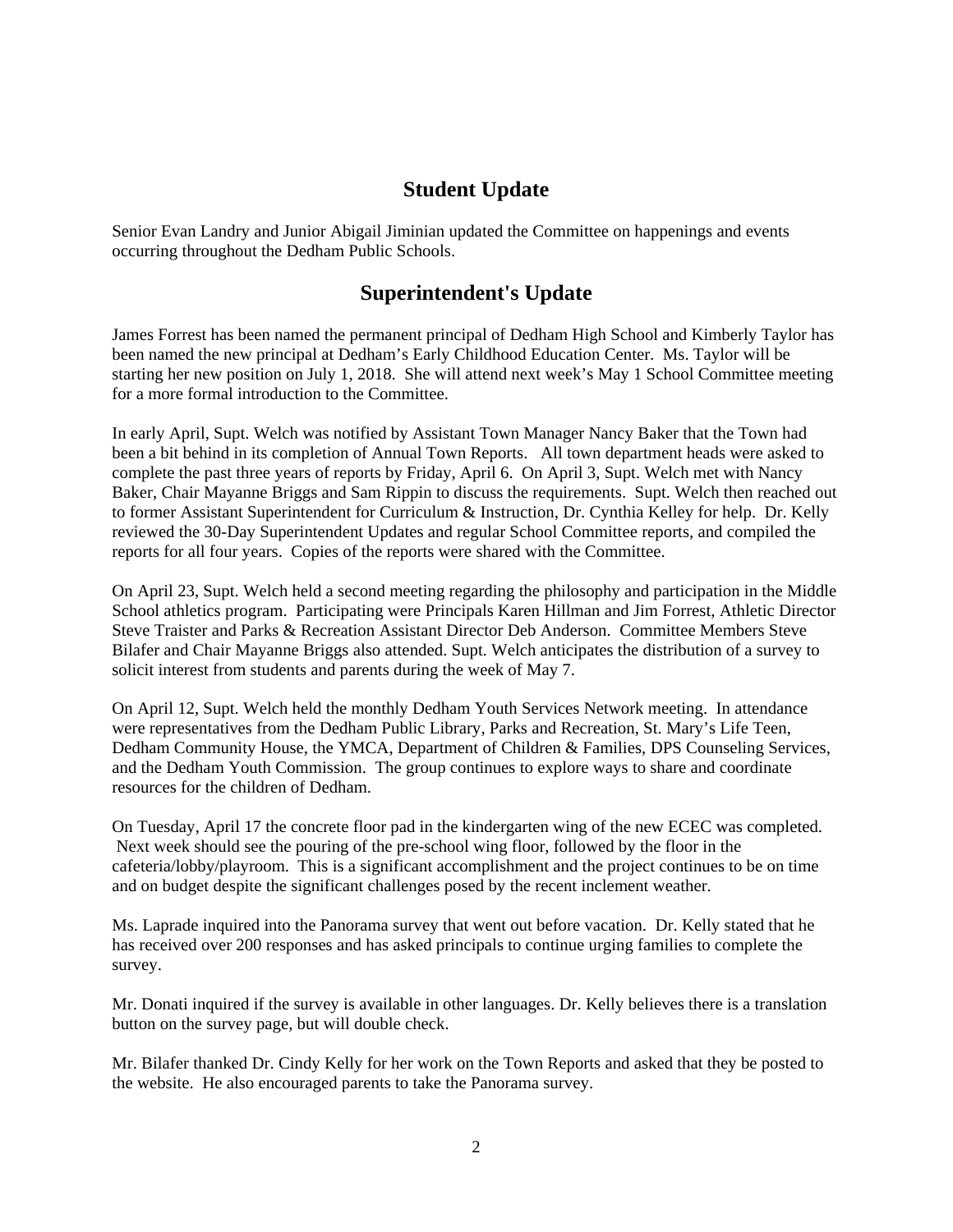## Student Update

Senior Evan Landry and Junior Abigail Jiminian updated the Committee on happenings and events occurring throughout the Dedham Public Schools.

## Superintendent's Update

James Forrest has been named the permanent principal of Dedham High School and Kimberly Taylor has been named the new principal at Dedham's Early Childhood Education Center. Ms. Taylor will be starting her new position on July 1, 2018. She will attend next week's May 1 School Committee meeting for a more formal introduction to the Committee.

In early April, Supt. Welch was notified by Assistant Town Manager Nancy Baker that the Town had been a bit behind in its completion of Annual Town Reports. All town department heads were asked to complete the past three years of reports by Friday, April 6. On April 3, Supt. Welch met with Nancy Baker, Chair Mayanne Briggs and Sam Rippin to discuss the requirements. Supt. Welch then reached out to former Assistant Superintendent for Curriculum & Instruction, Dr. Cynthia Kelley for help. Dr. Kelly reviewed the 30-Day Superintendent Updates and regular School Committee reports, and compiled the reports for all four years. Copies of the reports were shared with the Committee.

On April 23, Supt. Welch held a second meeting regarding the philosophy and participation in the Middle School athletics program. Participating were Principals Karen Hillman and Jim Forrest, Athletic Director Steve Traister and Parks & Recreation Assistant Director Deb Anderson. Committee Members Steve Bilafer and Chair Mayanne Briggs also attended. Supt. Welch anticipates the distribution of a survey to solicit interest from students and parents during the week of May 7.

On April 12, Supt. Welch held the monthly Dedham Youth Services Network meeting. In attendance were representatives from the Dedham Public Library, Parks and Recreation, St. Mary's Life Teen, Dedham Community House, the YMCA, Department of Children & Families, DPS Counseling Services, and the Dedham Youth Commission. The group continues to explore ways to share and coordinate resources for the children of Dedham.

On Tuesday, April 17 the concrete floor pad in the kindergarten wing of the new ECEC was completed. Next week should see the pouring of the pre-school wing floor, followed by the floor in the cafeteria/lobby/playroom. This is a significant accomplishment and the project continues to be on time and on budget despite the significant challenges posed by the recent inclement weather.

Ms. Laprade inquired into the Panorama survey that went out before vacation. Dr. Kelly stated that he has received over 200 responses and has asked principals to continue urging families to complete the survey.

Mr. Donati inquired if the survey is available in other languages. Dr. Kelly believes there is a translation button on the survey page, but will double check.

Mr. Bilafer thanked Dr. Cindy Kelly for her work on the Town Reports and asked that they be posted to the website. He also encouraged parents to take the Panorama survey.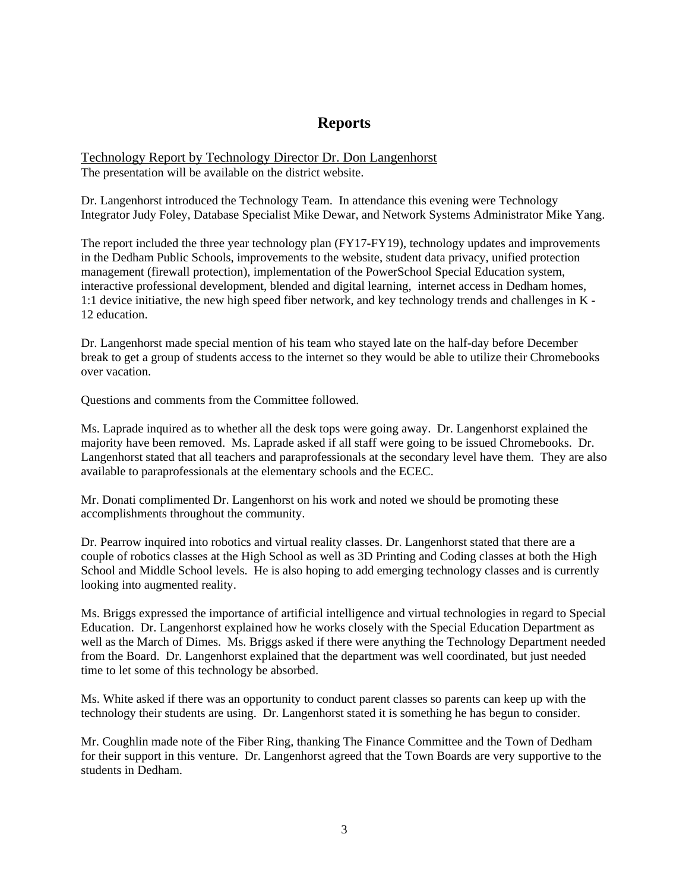## Reports

Technology Report by Technology Director Dr. Don Langenhorst

The presentation will be available on the district website.

Dr. Langenhorst introduced the Technology Team. In attendance this evening were Technology Integrator Judy Foley, Database Specialist Mike Dewar, and Network Systems Administrator Mike Yang.

The report included the three year technology plan (FY17-FY19), technology updates and improvements in the Dedham Public Schools, improvements to the website, student data privacy, unified protection management (firewall protection), implementation of the PowerSchool Special Education system, interactive professional development, blended and digital learning, internet access in Dedham homes, 1:1 device initiative, the new high speed fiber network, and key technology trends and challenges in K - 12 education.

Dr. Langenhorst made special mention of his team who stayed late on the half-day before December break to get a group of students access to the internet so they would be able to utilize their Chromebooks over vacation.

Questions and comments from the Committee followed.

Ms. Laprade inquired as to whether all the desk tops were going away. Dr. Langenhorst explained the majority have been removed. Ms. Laprade asked if all staff were going to be issued Chromebooks. Dr. Langenhorst stated that all teachers and paraprofessionals at the secondary level have them. They are also available to paraprofessionals at the elementary schools and the ECEC.

Mr. Donati complimented Dr. Langenhorst on his work and noted we should be promoting these accomplishments throughout the community.

Dr. Pearrow inquired into robotics and virtual reality classes. Dr. Langenhorst stated that there are a couple of robotics classes at the High School as well as 3D Printing and Coding classes at both the High School and Middle School levels. He is also hoping to add emerging technology classes and is currently looking into augmented reality.

Ms. Briggs expressed the importance of artificial intelligence and virtual technologies in regard to Special Education. Dr. Langenhorst explained how he works closely with the Special Education Department as well as the March of Dimes. Ms. Briggs asked if there were anything the Technology Department needed from the Board. Dr. Langenhorst explained that the department was well coordinated, but just needed time to let some of this technology be absorbed.

Ms. White asked if there was an opportunity to conduct parent classes so parents can keep up with the technology their students are using. Dr. Langenhorst stated it is something he has begun to consider.

Mr. Coughlin made note of the Fiber Ring, thanking The Finance Committee and the Town of Dedham for their support in this venture. Dr. Langenhorst agreed that the Town Boards are very supportive to the students in Dedham.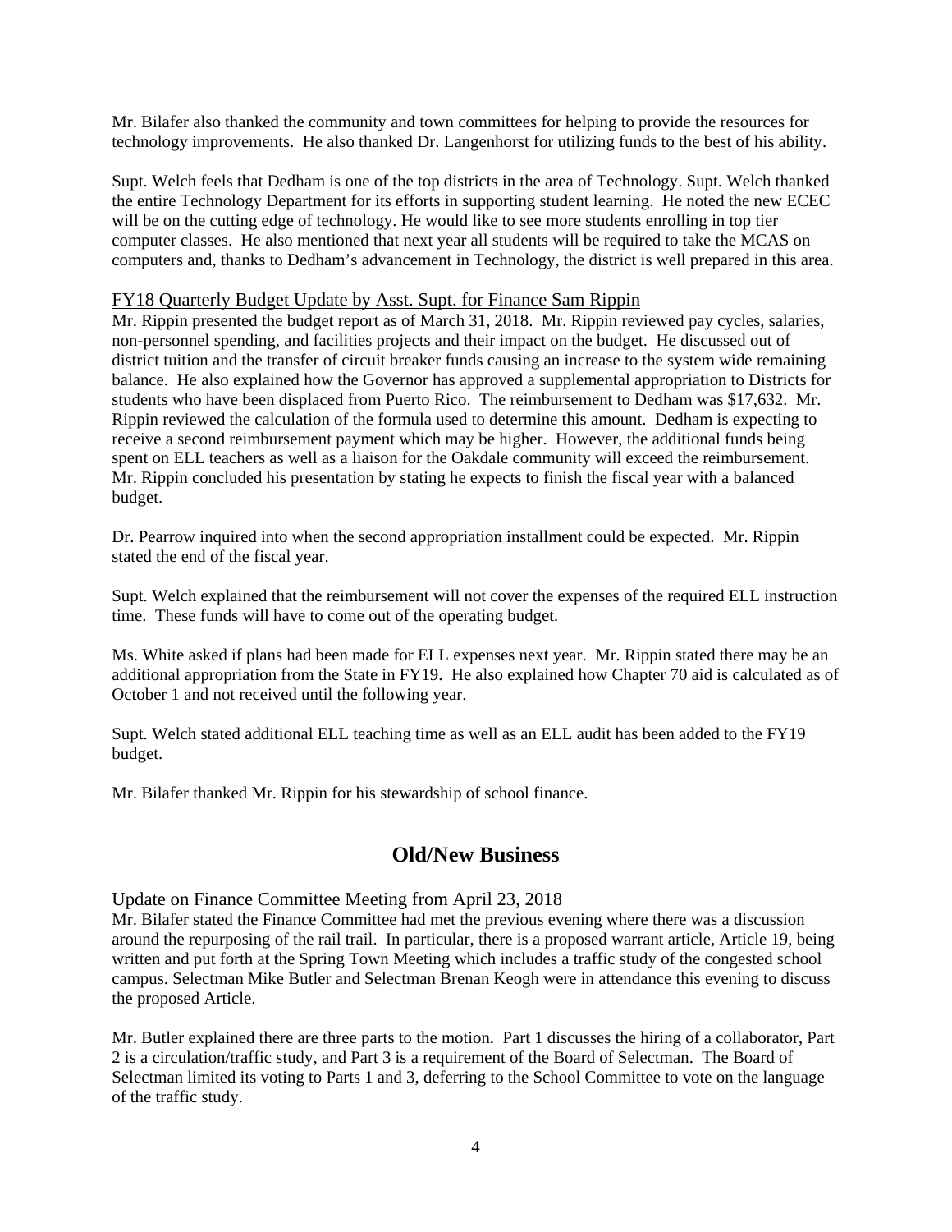Mr. Bilafer also thanked the community and town committees for helping to provide the resources for technology improvements. He also thanked Dr. Langenhorst for utilizing funds to the best of his ability.

Supt. Welch feels that Dedham is one of the top districts in the area of Technology. Supt. Welch thanked the entire Technology Department for its efforts in supporting student learning. He noted the new ECEC will be on the cutting edge of technology. He would like to see more students enrolling in top tier computer classes. He also mentioned that next year all students will be required to take the MCAS on computers and, thanks to Dedham's advancement in Technology, the district is well prepared in this area.

FY18 Quarterly Budget Update by Asst. Supt. for Finance Sam Rippin

Mr. Rippin presented the budget report as of March 31, 2018. Mr. Rippin reviewed pay cycles, salaries, non-personnel spending, and facilities projects and their impact on the budget. He discussed out of district tuition and the transfer of circuit breaker funds causing an increase to the system wide remaining balance. He also explained how the Governor has approved a supplemental appropriation to Districts for students who have been displaced from Puerto Rico. The reimbursement to Dedham was $17,632. Mr. Rippin reviewed the calculation of the formula used to determine this amount. Dedham is expecting to receive a second reimbursement payment which may be higher. However, the additional funds being spent on ELL teachers as well as a liaison for the Oakdale community will exceed the reimbursement. Mr. Rippin concluded his presentation by stating he expects to finish the fiscal year with a balanced budget.

Dr. Pearrow inquired into when the second appropriation installment could be expected. Mr. Rippin stated the end of the fiscal year.

Supt. Welch explained that the reimbursement will not cover the expenses of the required ELL instruction time. These funds will have to come out of the operating budget.

Ms. White asked if plans had been made for ELL expenses next year. Mr. Rippin stated there may be an additional appropriation from the State in FY19. He also explained how Chapter 70 aid is calculated as of October 1 and not received until the following year.

Supt. Welch stated additional ELL teaching time as well as an ELL audit has been added to the FY19 budget.

Mr. Bilafer thanked Mr. Rippin for his stewardship of school finance.

## Old/New Business

Update on Finance Committee Meeting from April 23, 2018

Mr. Bilafer stated the Finance Committee had met the previous evening where there was a discussion around the repurposing of the rail trail. In particular, there is a proposed warrant article, Article 19, being written and put forth at the Spring Town Meeting which includes a traffic study of the congested school campus. Selectman Mike Butler and Selectman Brenan Keogh were in attendance this evening to discuss the proposed Article.

Mr. Butler explained there are three parts to the motion. Part 1 discusses the hiring of a collaborator, Part 2 is a circulation/traffic study, and Part 3 is a requirement of the Board of Selectman. The Board of Selectman limited its voting to Parts 1 and 3, deferring to the School Committee to vote on the language of the traffic study.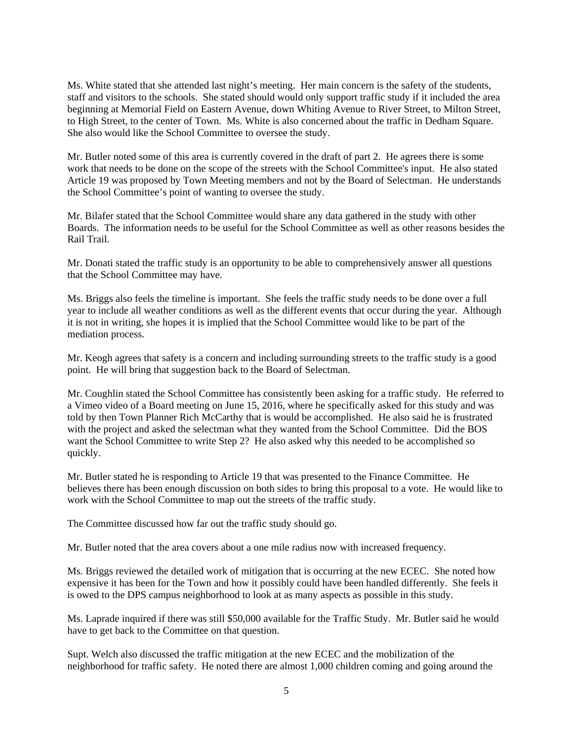Ms. White stated that she attended last night's meeting. Her main concern is the safety of the students, staff and visitors to the schools. She stated should would only support traffic study if it included the area beginning at Memorial Field on Eastern Avenue, down Whiting Avenue to River Street, to Milton Street, to High Street, to the center of Town. Ms. White is also concerned about the traffic in Dedham Square. She also would like the School Committee to oversee the study.

Mr. Butler noted some of this area is currently covered in the draft of part 2. He agrees there is some work that needs to be done on the scope of the streets with the School Committee's input. He also stated Article 19 was proposed by Town Meeting members and not by the Board of Selectman. He understands the School Committee's point of wanting to oversee the study.

Mr. Bilafer stated that the School Committee would share any data gathered in the study with other Boards. The information needs to be useful for the School Committee as well as other reasons besides the Rail Trail.

Mr. Donati stated the traffic study is an opportunity to be able to comprehensively answer all questions that the School Committee may have.

Ms. Briggs also feels the timeline is important. She feels the traffic study needs to be done over a full year to include all weather conditions as well as the different events that occur during the year. Although it is not in writing, she hopes it is implied that the School Committee would like to be part of the mediation process.

Mr. Keogh agrees that safety is a concern and including surrounding streets to the traffic study is a good point. He will bring that suggestion back to the Board of Selectman.

Mr. Coughlin stated the School Committee has consistently been asking for a traffic study. He referred to a Vimeo video of a Board meeting on June 15, 2016, where he specifically asked for this study and was told by then Town Planner Rich McCarthy that is would be accomplished. He also said he is frustrated with the project and asked the selectman what they wanted from the School Committee. Did the BOS want the School Committee to write Step 2? He also asked why this needed to be accomplished so quickly.

Mr. Butler stated he is responding to Article 19 that was presented to the Finance Committee. He believes there has been enough discussion on both sides to bring this proposal to a vote. He would like to work with the School Committee to map out the streets of the traffic study.

The Committee discussed how far out the traffic study should go.

Mr. Butler noted that the area covers about a one mile radius now with increased frequency.

Ms. Briggs reviewed the detailed work of mitigation that is occurring at the new ECEC. She noted how expensive it has been for the Town and how it possibly could have been handled differently. She feels it is owed to the DPS campus neighborhood to look at as many aspects as possible in this study.

Ms. Laprade inquired if there was still $50,000 available for the Traffic Study. Mr. Butler said he would have to get back to the Committee on that question.

Supt. Welch also discussed the traffic mitigation at the new ECEC and the mobilization of the neighborhood for traffic safety. He noted there are almost 1,000 children coming and going around the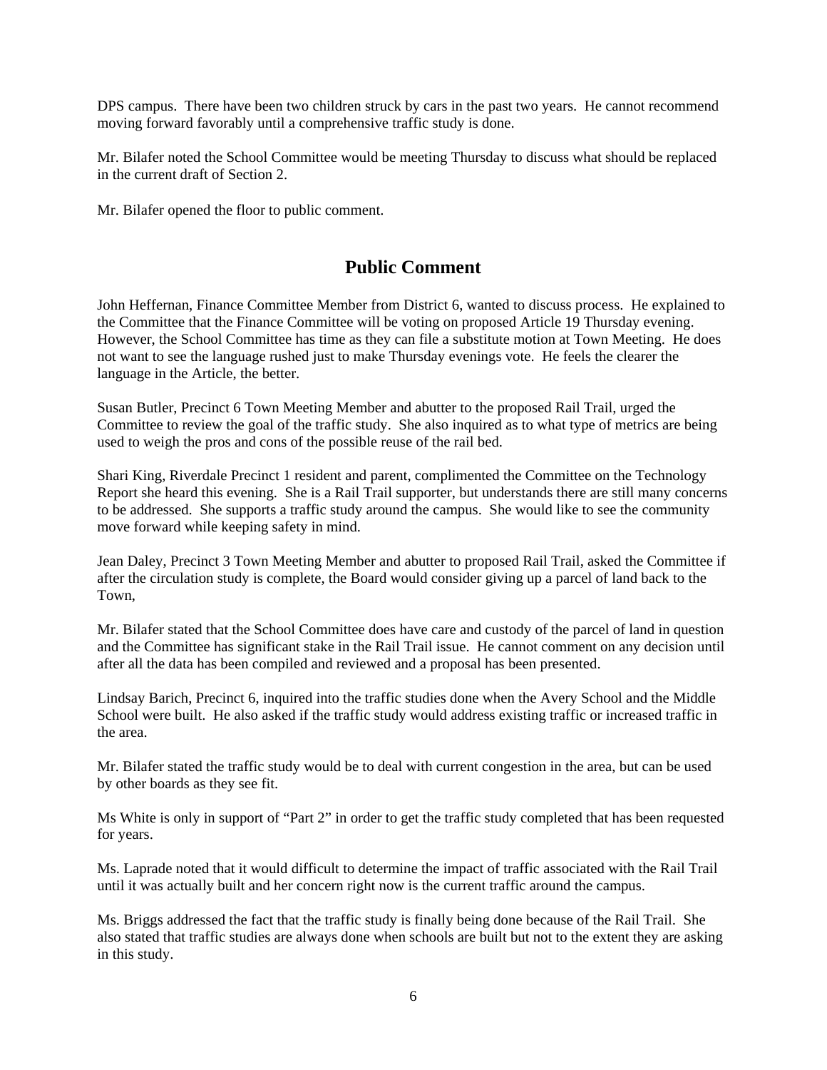DPS campus. There have been two children struck by cars in the past two years. He cannot recommend moving forward favorably until a comprehensive traffic study is done.

Mr. Bilafer noted the School Committee would be meeting Thursday to discuss what should be replaced in the current draft of Section 2.

Mr. Bilafer opened the floor to public comment.

## Public Comment

John Heffernan, Finance Committee Member from District 6, wanted to discuss process. He explained to the Committee that the Finance Committee will be voting on proposed Article 19 Thursday evening. However, the School Committee has time as they can file a substitute motion at Town Meeting. He does not want to see the language rushed just to make Thursday evenings vote. He feels the clearer the language in the Article, the better.

Susan Butler, Precinct 6 Town Meeting Member and abutter to the proposed Rail Trail, urged the Committee to review the goal of the traffic study. She also inquired as to what type of metrics are being used to weigh the pros and cons of the possible reuse of the rail bed.

Shari King, Riverdale Precinct 1 resident and parent, complimented the Committee on the Technology Report she heard this evening. She is a Rail Trail supporter, but understands there are still many concerns to be addressed. She supports a traffic study around the campus. She would like to see the community move forward while keeping safety in mind.

Jean Daley, Precinct 3 Town Meeting Member and abutter to proposed Rail Trail, asked the Committee if after the circulation study is complete, the Board would consider giving up a parcel of land back to the Town,

Mr. Bilafer stated that the School Committee does have care and custody of the parcel of land in question and the Committee has significant stake in the Rail Trail issue. He cannot comment on any decision until after all the data has been compiled and reviewed and a proposal has been presented.

Lindsay Barich, Precinct 6, inquired into the traffic studies done when the Avery School and the Middle School were built. He also asked if the traffic study would address existing traffic or increased traffic in the area.

Mr. Bilafer stated the traffic study would be to deal with current congestion in the area, but can be used by other boards as they see fit.

Ms White is only in support of "Part 2" in order to get the traffic study completed that has been requested for years.

Ms. Laprade noted that it would difficult to determine the impact of traffic associated with the Rail Trail until it was actually built and her concern right now is the current traffic around the campus.

Ms. Briggs addressed the fact that the traffic study is finally being done because of the Rail Trail. She also stated that traffic studies are always done when schools are built but not to the extent they are asking in this study.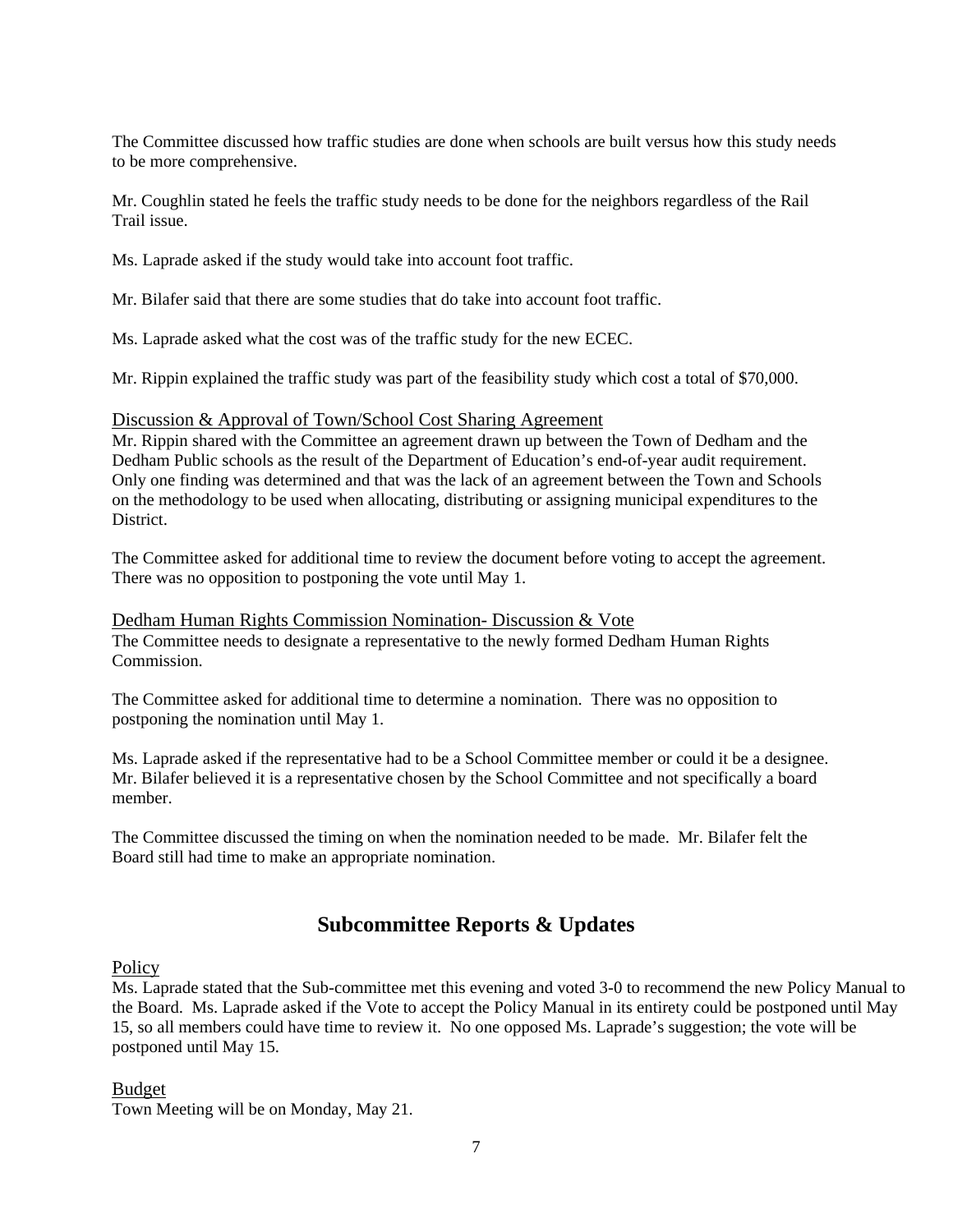The Committee discussed how traffic studies are done when schools are built versus how this study needs to be more comprehensive.

Mr. Coughlin stated he feels the traffic study needs to be done for the neighbors regardless of the Rail Trail issue.

Ms. Laprade asked if the study would take into account foot traffic.

Mr. Bilafer said that there are some studies that do take into account foot traffic.

Ms. Laprade asked what the cost was of the traffic study for the new ECEC.

Mr. Rippin explained the traffic study was part of the feasibility study which cost a total of $70,000.

Discussion & Approval of Town/School Cost Sharing Agreement

Mr. Rippin shared with the Committee an agreement drawn up between the Town of Dedham and the Dedham Public schools as the result of the Department of Education's end-of-year audit requirement. Only one finding was determined and that was the lack of an agreement between the Town and Schools on the methodology to be used when allocating, distributing or assigning municipal expenditures to the District.

The Committee asked for additional time to review the document before voting to accept the agreement. There was no opposition to postponing the vote until May 1.

Dedham Human Rights Commission Nomination- Discussion & Vote

The Committee needs to designate a representative to the newly formed Dedham Human Rights Commission.

The Committee asked for additional time to determine a nomination. There was no opposition to postponing the nomination until May 1.

Ms. Laprade asked if the representative had to be a School Committee member or could it be a designee. Mr. Bilafer believed it is a representative chosen by the School Committee and not specifically a board member.

The Committee discussed the timing on when the nomination needed to be made. Mr. Bilafer felt the Board still had time to make an appropriate nomination.

## Subcommittee Reports & Updates

Policy

Ms. Laprade stated that the Sub-committee met this evening and voted 3-0 to recommend the new Policy Manual to the Board. Ms. Laprade asked if the Vote to accept the Policy Manual in its entirety could be postponed until May 15, so all members could have time to review it. No one opposed Ms. Laprade's suggestion; the vote will be postponed until May 15.

Budget

Town Meeting will be on Monday, May 21.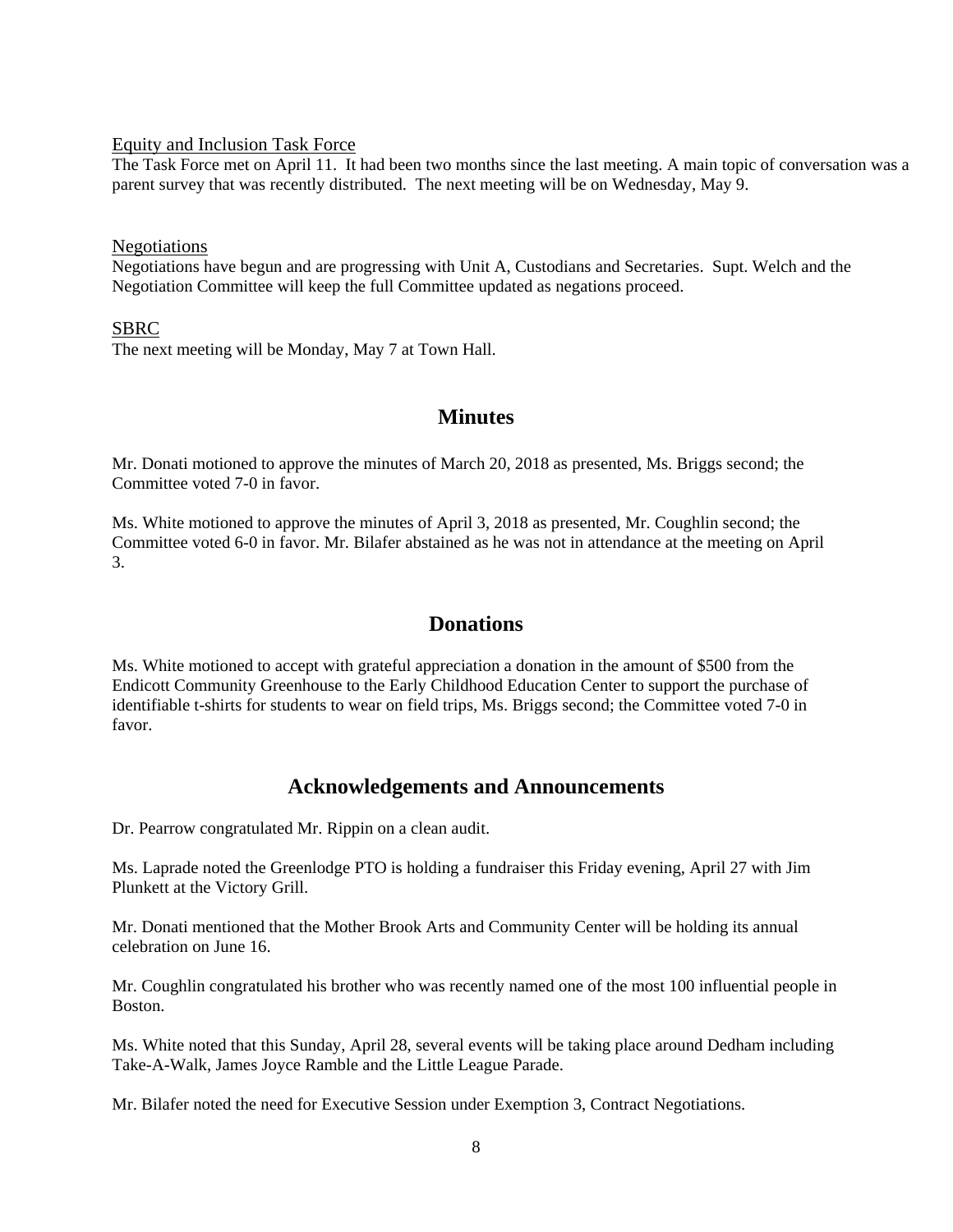Equity and Inclusion Task Force

The Task Force met on April 11. It had been two months since the last meeting. A main topic of conversation was a parent survey that was recently distributed. The next meeting will be on Wednesday, May 9.

Negotiations

Negotiations have begun and are progressing with Unit A, Custodians and Secretaries. Supt. Welch and the Negotiation Committee will keep the full Committee updated as negations proceed.

SBRC

The next meeting will be Monday, May 7 at Town Hall.

## Minutes

Mr. Donati motioned to approve the minutes of March 20, 2018 as presented, Ms. Briggs second; the Committee voted 7-0 in favor.

Ms. White motioned to approve the minutes of April 3, 2018 as presented, Mr. Coughlin second; the Committee voted 6-0 in favor. Mr. Bilafer abstained as he was not in attendance at the meeting on April 3.

## Donations

Ms. White motioned to accept with grateful appreciation a donation in the amount of $500 from the Endicott Community Greenhouse to the Early Childhood Education Center to support the purchase of identifiable t-shirts for students to wear on field trips, Ms. Briggs second; the Committee voted 7-0 in favor.

## Acknowledgements and Announcements

Dr. Pearrow congratulated Mr. Rippin on a clean audit.

Ms. Laprade noted the Greenlodge PTO is holding a fundraiser this Friday evening, April 27 with Jim Plunkett at the Victory Grill.

Mr. Donati mentioned that the Mother Brook Arts and Community Center will be holding its annual celebration on June 16.

Mr. Coughlin congratulated his brother who was recently named one of the most 100 influential people in Boston.

Ms. White noted that this Sunday, April 28, several events will be taking place around Dedham including Take-A-Walk, James Joyce Ramble and the Little League Parade.

Mr. Bilafer noted the need for Executive Session under Exemption 3, Contract Negotiations.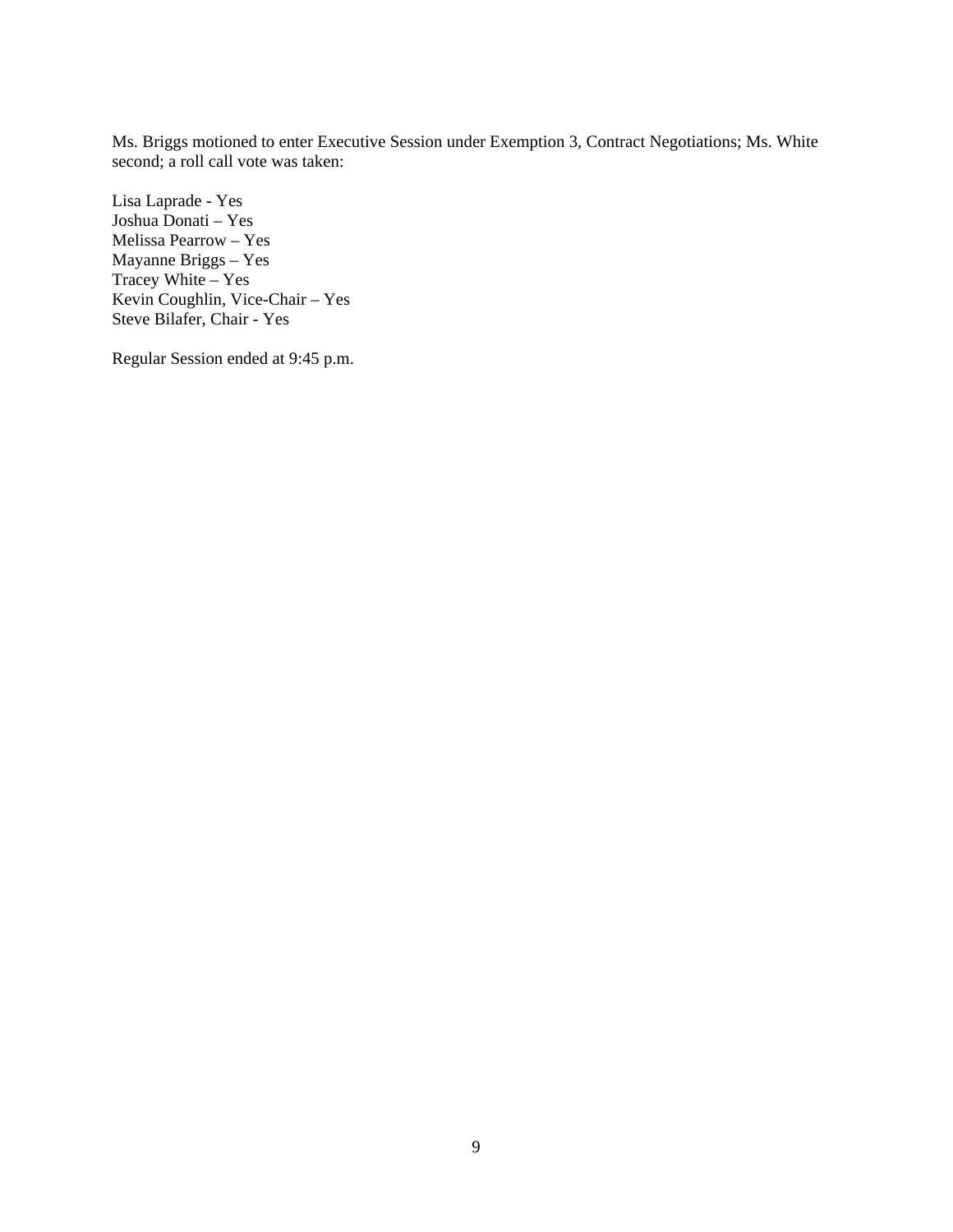Ms. Briggs motioned to enter Executive Session under Exemption 3, Contract Negotiations; Ms. White second; a roll call vote was taken:

Lisa Laprade - Yes
Joshua Donati – Yes
Melissa Pearrow – Yes
Mayanne Briggs – Yes
Tracey White – Yes
Kevin Coughlin, Vice-Chair – Yes
Steve Bilafer, Chair - Yes

Regular Session ended at 9:45 p.m.